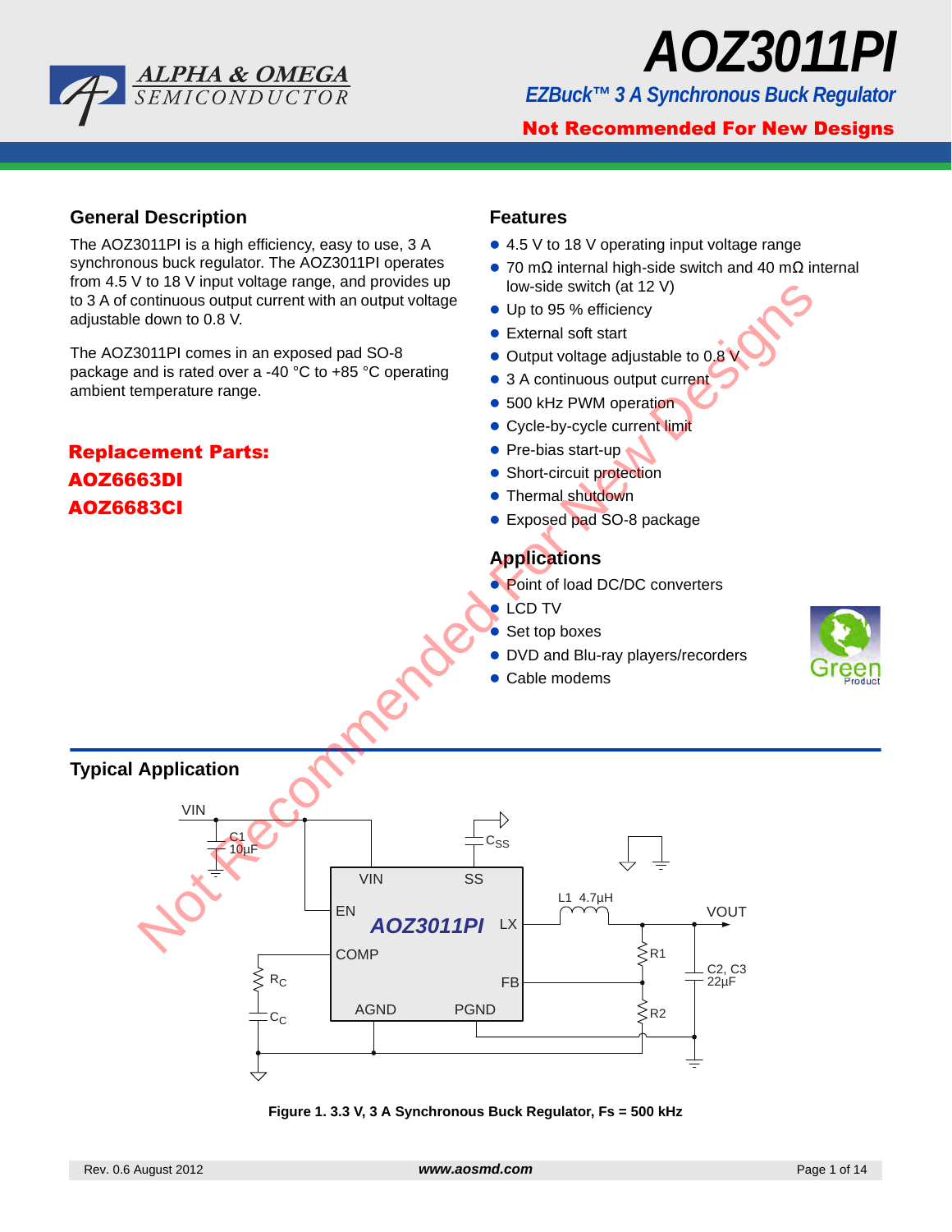# AOZ3011PI

## EZBuck™ 3 A Synchronous Buck Regulator

**Not Recommended For New Designs**

## General Description

The AOZ3011PI is a high efficiency, easy to use, 3 A synchronous buck regulator. The AOZ3011PI operates from 4.5 V to 18 V input voltage range, and provides up to 3 A of continuous output current with an output voltage adjustable down to 0.8 V.

The AOZ3011PI comes in an exposed pad SO-8 package and is rated over a -40 °C to +85 °C operating ambient temperature range.

**Replacement Parts:**

**AOZ6663DI**

**AOZ6683CI**

## Features

- 4.5 V to 18 V operating input voltage range
- 70 mΩ internal high-side switch and 40 mΩ internal low-side switch (at 12 V)
- Up to 95 % efficiency
- External soft start
- Output voltage adjustable to 0.8 V
- 3 A continuous output current
- 500 kHz PWM operation
- Cycle-by-cycle current limit
- Pre-bias start-up
- Short-circuit protection
- Thermal shutdown
- Exposed pad SO-8 package

## Applications

- Point of load DC/DC converters
- LCD TV
- Set top boxes
- DVD and Blu-ray players/recorders
- Cable modems

## Typical Application

**Figure 1. 3.3 V, 3 A Synchronous Buck Regulator, Fs = 500 kHz**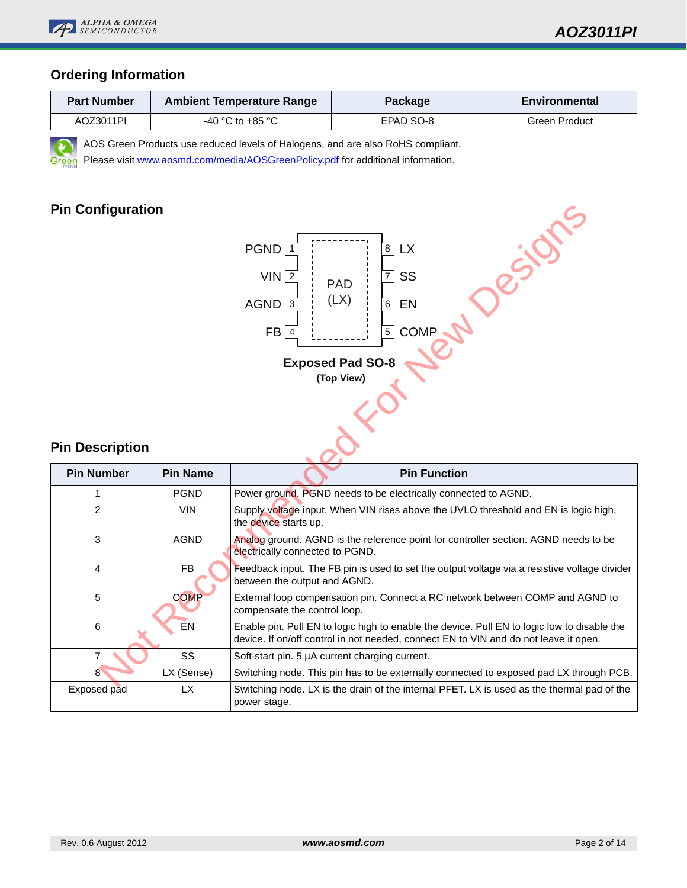## Ordering Information

| Part Number | Ambient Temperature Range | Package | Environmental |
|---|---|---|---|
| AOZ3011PI | -40 °C to +85 °C | EPAD SO-8 | Green Product |

AOS Green Products use reduced levels of Halogens, and are also RoHS compliant.
Please visit www.aosmd.com/media/AOSGreenPolicy.pdf for additional information.

## Pin Configuration

PGND 1
VIN 2
AGND 3
FB 4
8 LX
7 SS
6 EN
5 COMP
PAD (LX)

Exposed Pad SO-8
(Top View)

Not Recommended For New Designs

## Pin Description

| Pin Number | Pin Name | Pin Function |
|---|---|---|
| 1 | PGND | Power ground. PGND needs to be electrically connected to AGND. |
| 2 | VIN | Supply voltage input. When VIN rises above the UVLO threshold and EN is logic high, the device starts up. |
| 3 | AGND | Analog ground. AGND is the reference point for controller section. AGND needs to be electrically connected to PGND. |
| 4 | FB | Feedback input. The FB pin is used to set the output voltage via a resistive voltage divider between the output and AGND. |
| 5 | COMP | External loop compensation pin. Connect a RC network between COMP and AGND to compensate the control loop. |
| 6 | EN | Enable pin. Pull EN to logic high to enable the device. Pull EN to logic low to disable the device. If on/off control in not needed, connect EN to VIN and do not leave it open. |
| 7 | SS | Soft-start pin. 5 µA current charging current. |
| 8 | LX (Sense) | Switching node. This pin has to be externally connected to exposed pad LX through PCB. |
| Exposed pad | LX | Switching node. LX is the drain of the internal PFET. LX is used as the thermal pad of the power stage. |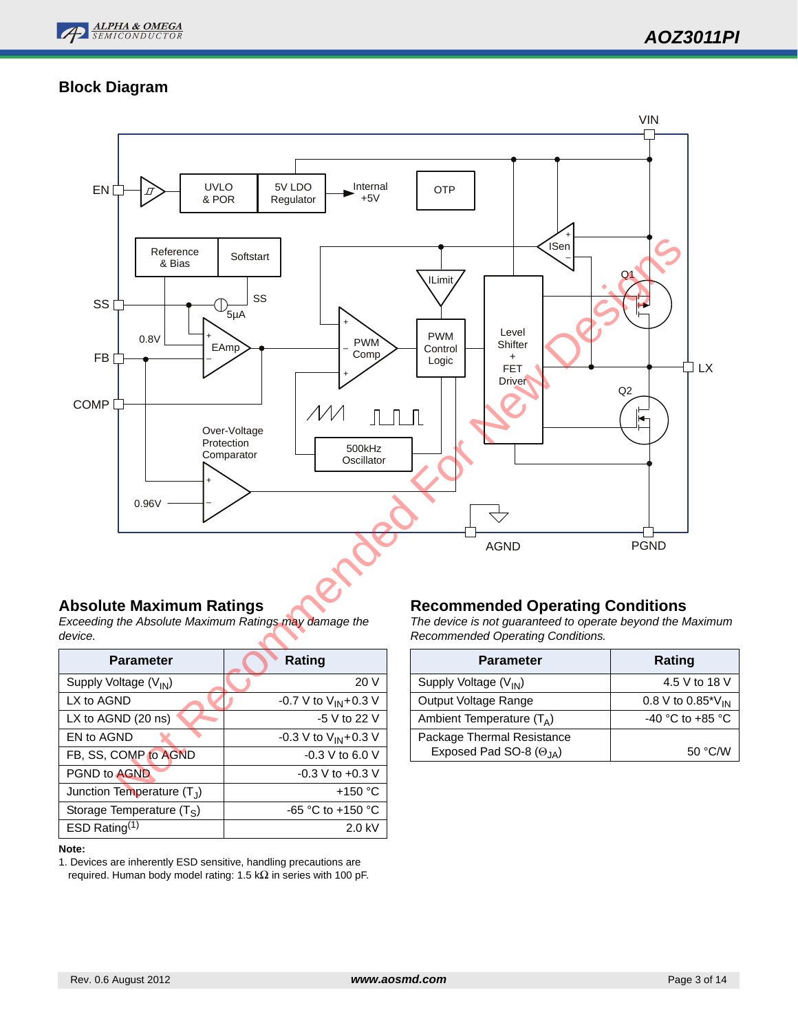## Block Diagram

VIN

EN

UVLO & POR

5V LDO Regulator

Internal +5V

OTP

Reference & Bias

Softstart

ISen

SS

5µA

ILimit

Q1

0.8V

EAmp

PWM Comp

PWM Control Logic

Level Shifter + FET Driver

FB

LX

COMP

Q2

Over-Voltage Protection Comparator

500kHz Oscillator

0.96V

AGND

PGND

Not Recommended For New Designs

## Absolute Maximum Ratings

*Exceeding the Absolute Maximum Ratings may damage the device.*

| Parameter | Rating |
|---|---|
| Supply Voltage ($V_{IN}$) | 20 V |
| LX to AGND | -0.7 V to $V_{IN}$+0.3 V |
| LX to AGND (20 ns) | -5 V to 22 V |
| EN to AGND | -0.3 V to $V_{IN}$+0.3 V |
| FB, SS, COMP to AGND | -0.3 V to 6.0 V |
| PGND to AGND | -0.3 V to +0.3 V |
| Junction Temperature ($T_J$) | +150 °C |
| Storage Temperature ($T_S$) | -65 °C to +150 °C |
| ESD Rating[(1)] | 2.0 kV |

**Note:**

1. Devices are inherently ESD sensitive, handling precautions are required. Human body model rating: 1.5 kΩ in series with 100 pF.

## Recommended Operating Conditions

*The device is not guaranteed to operate beyond the Maximum Recommended Operating Conditions.*

| Parameter | Rating |
|---|---|
| Supply Voltage ($V_{IN}$) | 4.5 V to 18 V |
| Output Voltage Range | 0.8 V to 0.85*$V_{IN}$ |
| Ambient Temperature ($T_A$) | -40 °C to +85 °C |
| Package Thermal Resistance Exposed Pad SO-8 ($\Theta_{JA}$) | 50 °C/W |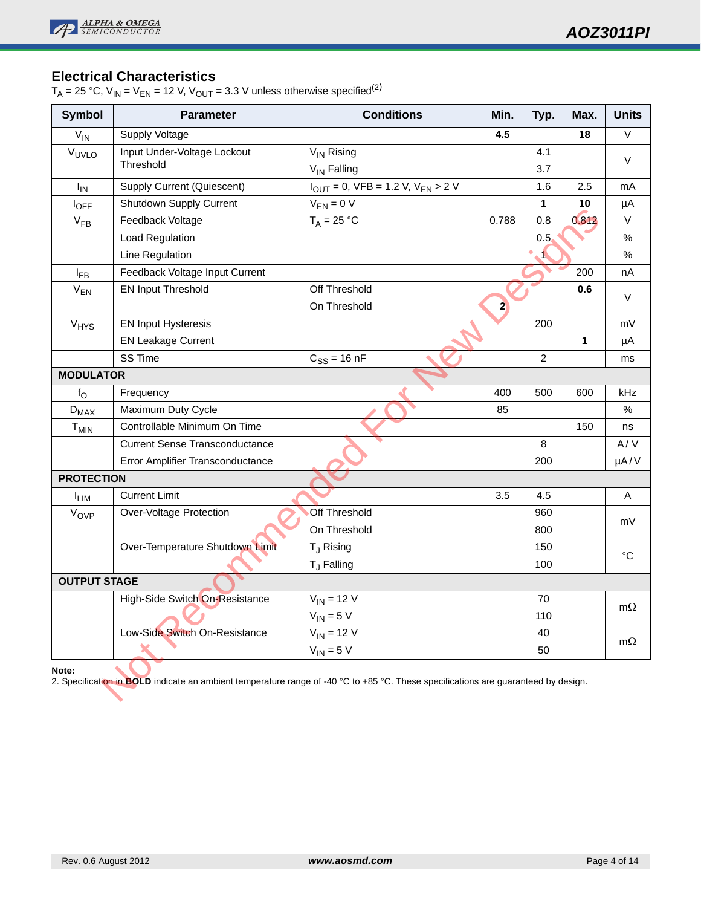## Electrical Characteristics

$T_A$ = 25 °C, $V_{IN}$ = $V_{EN}$ = 12 V, $V_{OUT}$ = 3.3 V unless otherwise specified(2)

| Symbol | Parameter | Conditions | Min. | Typ. | Max. | Units |
|---|---|---|---|---|---|---|
| $V_{IN}$ | Supply Voltage | | **4.5** | | **18** | V |
| $V_{UVLO}$ | Input Under-Voltage Lockout Threshold | $V_{IN}$ Rising<br>$V_{IN}$ Falling | | 4.1<br>3.7 | | V |
| $I_{IN}$ | Supply Current (Quiescent) | $I_{OUT}$ = 0, VFB = 1.2 V, $V_{EN}$ > 2 V | | 1.6 | 2.5 | mA |
| $I_{OFF}$ | Shutdown Supply Current | $V_{EN}$ = 0 V | | **1** | **10** | µA |
| $V_{FB}$ | Feedback Voltage | $T_A$ = 25 °C | 0.788 | 0.8 | 0.812 | V |
| | Load Regulation | | | 0.5 | | % |
| | Line Regulation | | | 1 | | % |
| $I_{FB}$ | Feedback Voltage Input Current | | | | 200 | nA |
| $V_{EN}$ | EN Input Threshold | Off Threshold<br>On Threshold | <br>**2** | | **0.6** | V |
| $V_{HYS}$ | EN Input Hysteresis | | | 200 | | mV |
| | EN Leakage Current | | | | **1** | µA |
| | SS Time | $C_{SS}$ = 16 nF | | 2 | | ms |
| **MODULATOR** | | | | | | |
| $f_O$ | Frequency | | 400 | 500 | 600 | kHz |
| $D_{MAX}$ | Maximum Duty Cycle | | 85 | | | % |
| $T_{MIN}$ | Controllable Minimum On Time | | | | 150 | ns |
| | Current Sense Transconductance | | | 8 | | A / V |
| | Error Amplifier Transconductance | | | 200 | | µA / V |
| **PROTECTION** | | | | | | |
| $I_{LIM}$ | Current Limit | | 3.5 | 4.5 | | A |
| $V_{OVP}$ | Over-Voltage Protection | Off Threshold<br>On Threshold | | 960<br>800 | | mV |
| | Over-Temperature Shutdown Limit | $T_J$ Rising<br>$T_J$ Falling | | 150<br>100 | | °C |
| **OUTPUT STAGE** | | | | | | |
| | High-Side Switch On-Resistance | $V_{IN}$ = 12 V<br>$V_{IN}$ = 5 V | | 70<br>110 | | mΩ |
| | Low-Side Switch On-Resistance | $V_{IN}$ = 12 V<br>$V_{IN}$ = 5 V | | 40<br>50 | | mΩ |

**Note:**

2. Specification in **BOLD** indicate an ambient temperature range of -40 °C to +85 °C. These specifications are guaranteed by design.

Not Recommended For New Designs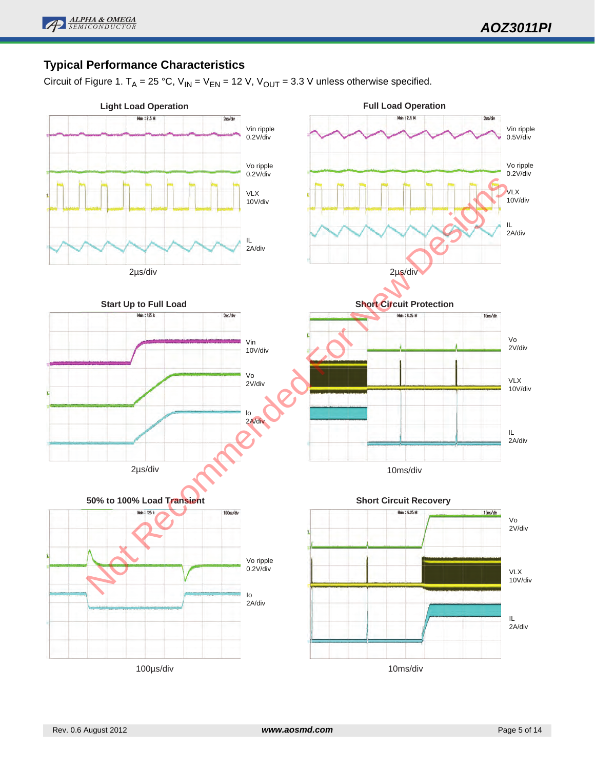## Typical Performance Characteristics

Circuit of Figure 1. $T_A$ = 25 °C, $V_{IN}$ = $V_{EN}$ = 12 V, $V_{OUT}$ = 3.3 V unless otherwise specified.

**Light Load Operation**

Vin ripple 0.2V/div

Vo ripple 0.2V/div

VLX 10V/div

IL 2A/div

2µs/div

**Full Load Operation**

Vin ripple 0.5V/div

Vo ripple 0.2V/div

VLX 10V/div

IL 2A/div

2µs/div

**Start Up to Full Load**

Vin 10V/div

Vo 2V/div

Io 2A/div

2µs/div

**Short Circuit Protection**

Vo 2V/div

VLX 10V/div

IL 2A/div

10ms/div

**50% to 100% Load Transient**

Vo ripple 0.2V/div

Io 2A/div

100µs/div

**Short Circuit Recovery**

Vo 2V/div

VLX 10V/div

IL 2A/div

10ms/div

Not Recommended For New Designs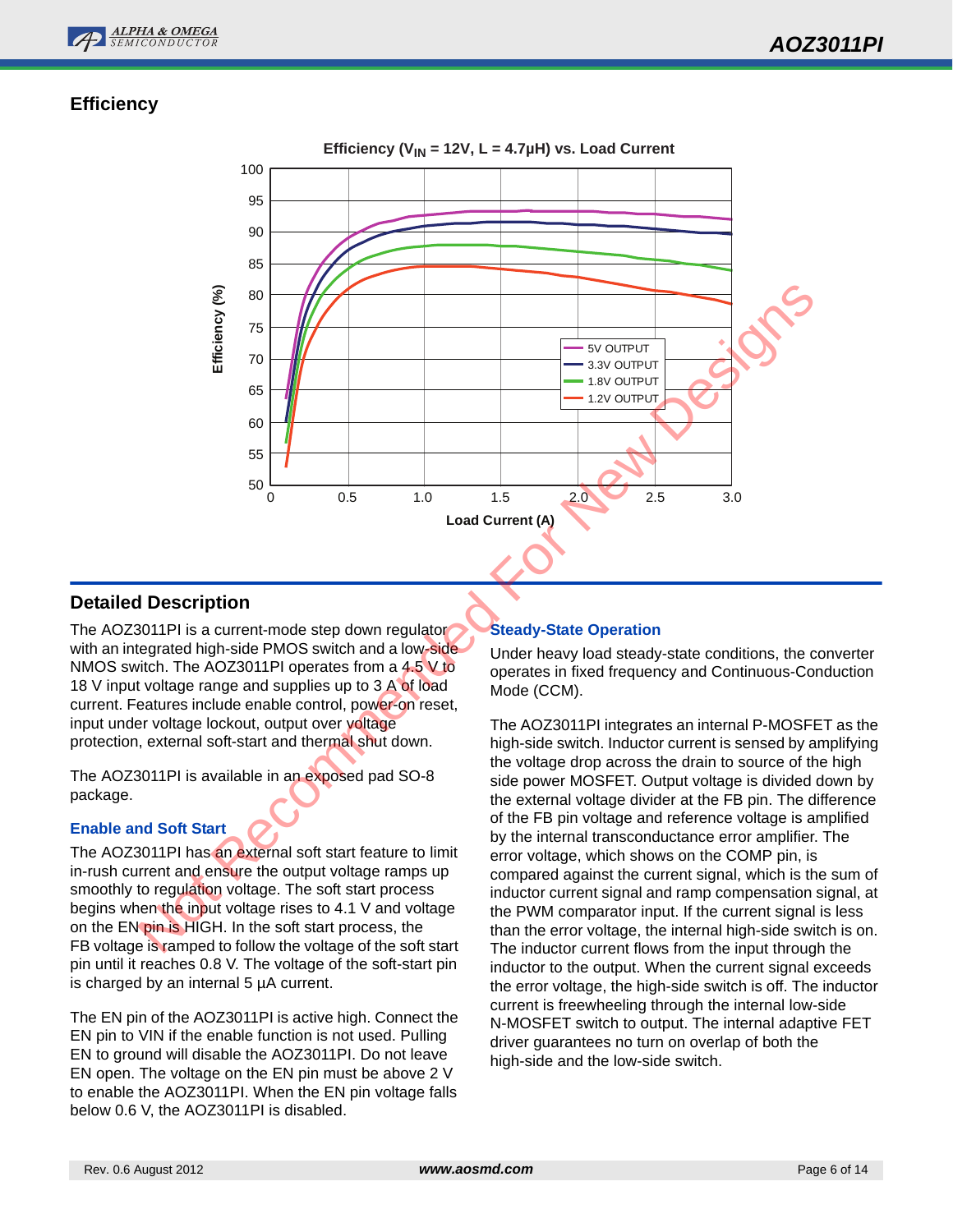## Efficiency

## Detailed Description

The AOZ3011PI is a current-mode step down regulator with an integrated high-side PMOS switch and a low-side NMOS switch. The AOZ3011PI operates from a 4.5 V to 18 V input voltage range and supplies up to 3 A of load current. Features include enable control, power-on reset, input under voltage lockout, output over voltage protection, external soft-start and thermal shut down.

The AOZ3011PI is available in an exposed pad SO-8 package.

### Enable and Soft Start

The AOZ3011PI has an external soft start feature to limit in-rush current and ensure the output voltage ramps up smoothly to regulation voltage. The soft start process begins when the input voltage rises to 4.1 V and voltage on the EN pin is HIGH. In the soft start process, the FB voltage is ramped to follow the voltage of the soft start pin until it reaches 0.8 V. The voltage of the soft-start pin is charged by an internal 5 µA current.

The EN pin of the AOZ3011PI is active high. Connect the EN pin to VIN if the enable function is not used. Pulling EN to ground will disable the AOZ3011PI. Do not leave EN open. The voltage on the EN pin must be above 2 V to enable the AOZ3011PI. When the EN pin voltage falls below 0.6 V, the AOZ3011PI is disabled.

### Steady-State Operation

Under heavy load steady-state conditions, the converter operates in fixed frequency and Continuous-Conduction Mode (CCM).

The AOZ3011PI integrates an internal P-MOSFET as the high-side switch. Inductor current is sensed by amplifying the voltage drop across the drain to source of the high side power MOSFET. Output voltage is divided down by the external voltage divider at the FB pin. The difference of the FB pin voltage and reference voltage is amplified by the internal transconductance error amplifier. The error voltage, which shows on the COMP pin, is compared against the current signal, which is the sum of inductor current signal and ramp compensation signal, at the PWM comparator input. If the current signal is less than the error voltage, the internal high-side switch is on. The inductor current flows from the input through the inductor to the output. When the current signal exceeds the error voltage, the high-side switch is off. The inductor current is freewheeling through the internal low-side N-MOSFET switch to output. The internal adaptive FET driver guarantees no turn on overlap of both the high-side and the low-side switch.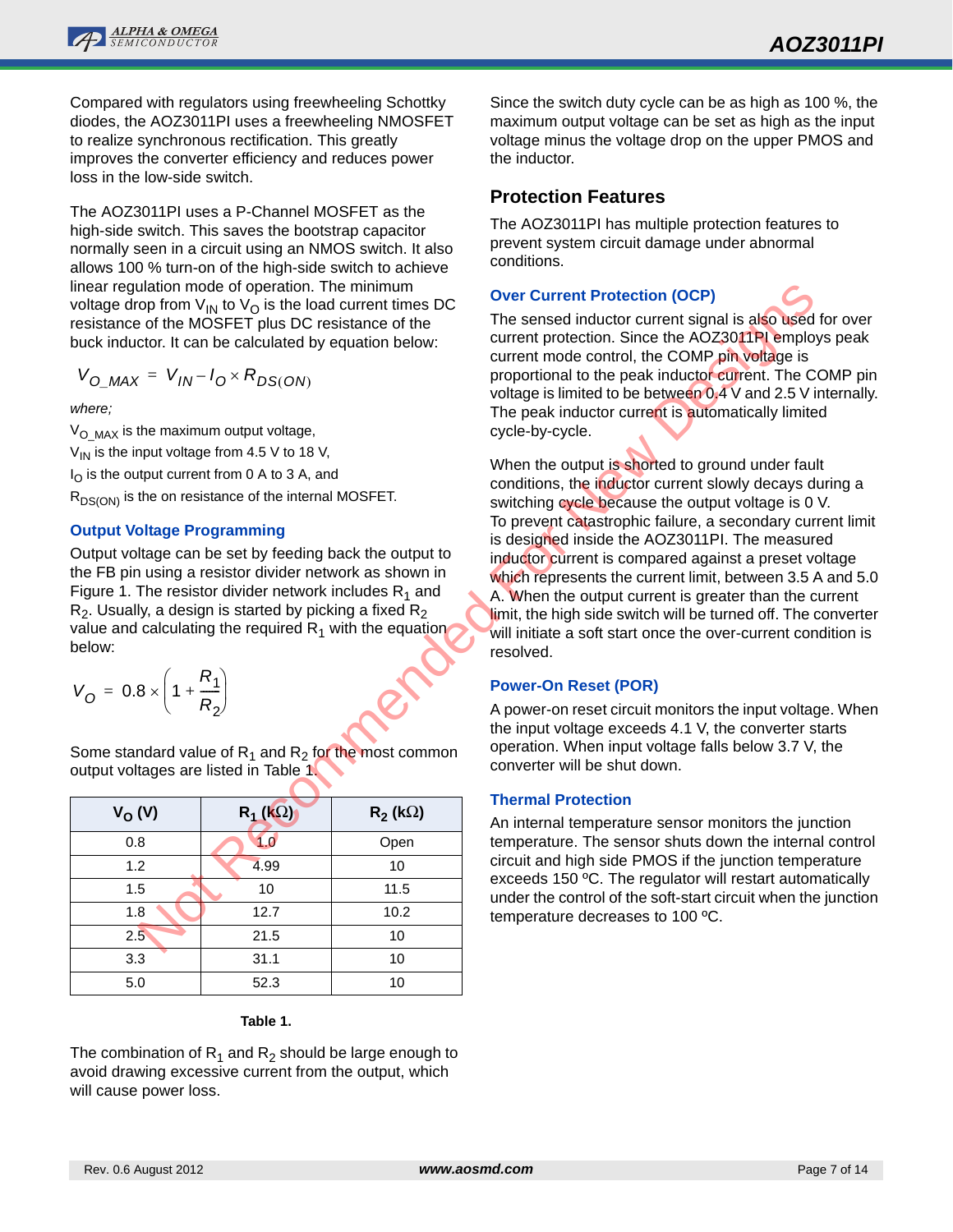Compared with regulators using freewheeling Schottky diodes, the AOZ3011PI uses a freewheeling NMOSFET to realize synchronous rectification. This greatly improves the converter efficiency and reduces power loss in the low-side switch.

The AOZ3011PI uses a P-Channel MOSFET as the high-side switch. This saves the bootstrap capacitor normally seen in a circuit using an NMOS switch. It also allows 100 % turn-on of the high-side switch to achieve linear regulation mode of operation. The minimum voltage drop from $V_{IN}$ to $V_O$ is the load current times DC resistance of the MOSFET plus DC resistance of the buck inductor. It can be calculated by equation below:

$$V_{O\_MAX} = V_{IN} - I_O \times R_{DS(ON)}$$

*where;*

$V_{O\_MAX}$ is the maximum output voltage,

$V_{IN}$ is the input voltage from 4.5 V to 18 V,

$I_O$ is the output current from 0 A to 3 A, and

$R_{DS(ON)}$ is the on resistance of the internal MOSFET.

### Output Voltage Programming

Output voltage can be set by feeding back the output to the FB pin using a resistor divider network as shown in Figure 1. The resistor divider network includes $R_1$ and $R_2$. Usually, a design is started by picking a fixed $R_2$ value and calculating the required $R_1$ with the equation below:

$$V_O = 0.8 \times \left(1 + \frac{R_1}{R_2}\right)$$

Some standard value of $R_1$ and $R_2$ for the most common output voltages are listed in Table 1.

| $V_O$ (V) | $R_1$ (kΩ) | $R_2$ (kΩ) |
|---|---|---|
| 0.8 | 1.0 | Open |
| 1.2 | 4.99 | 10 |
| 1.5 | 10 | 11.5 |
| 1.8 | 12.7 | 10.2 |
| 2.5 | 21.5 | 10 |
| 3.3 | 31.1 | 10 |
| 5.0 | 52.3 | 10 |

**Table 1.**

The combination of $R_1$ and $R_2$ should be large enough to avoid drawing excessive current from the output, which will cause power loss.

Since the switch duty cycle can be as high as 100 %, the maximum output voltage can be set as high as the input voltage minus the voltage drop on the upper PMOS and the inductor.

## Protection Features

The AOZ3011PI has multiple protection features to prevent system circuit damage under abnormal conditions.

### Over Current Protection (OCP)

The sensed inductor current signal is also used for over current protection. Since the AOZ3011PI employs peak current mode control, the COMP pin voltage is proportional to the peak inductor current. The COMP pin voltage is limited to be between 0.4 V and 2.5 V internally. The peak inductor current is automatically limited cycle-by-cycle.

When the output is shorted to ground under fault conditions, the inductor current slowly decays during a switching cycle because the output voltage is 0 V. To prevent catastrophic failure, a secondary current limit is designed inside the AOZ3011PI. The measured inductor current is compared against a preset voltage which represents the current limit, between 3.5 A and 5.0 A. When the output current is greater than the current limit, the high side switch will be turned off. The converter will initiate a soft start once the over-current condition is resolved.

### Power-On Reset (POR)

A power-on reset circuit monitors the input voltage. When the input voltage exceeds 4.1 V, the converter starts operation. When input voltage falls below 3.7 V, the converter will be shut down.

### Thermal Protection

An internal temperature sensor monitors the junction temperature. The sensor shuts down the internal control circuit and high side PMOS if the junction temperature exceeds 150 ºC. The regulator will restart automatically under the control of the soft-start circuit when the junction temperature decreases to 100 ºC.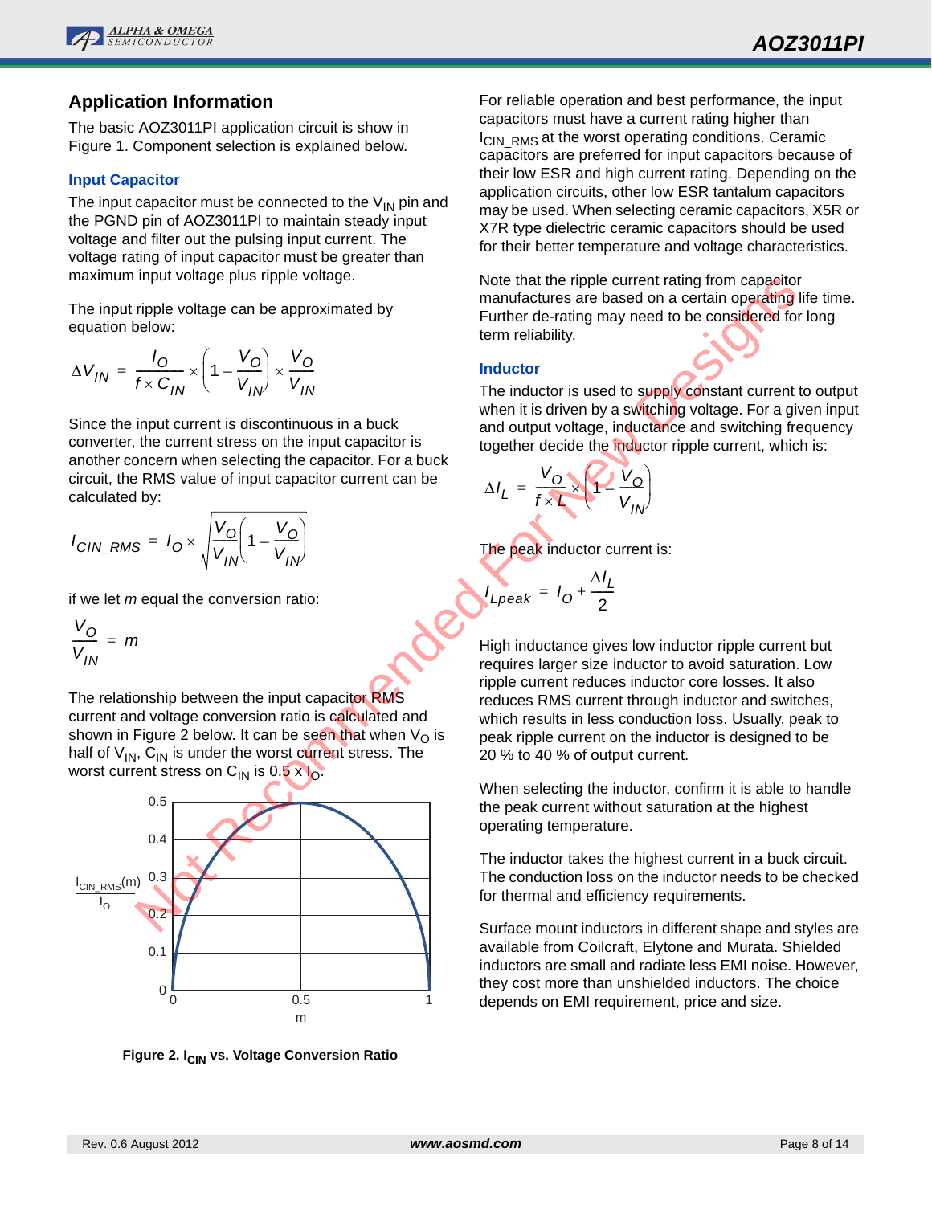## Application Information

The basic AOZ3011PI application circuit is show in Figure 1. Component selection is explained below.

### Input Capacitor

The input capacitor must be connected to the $V_{IN}$ pin and the PGND pin of AOZ3011PI to maintain steady input voltage and filter out the pulsing input current. The voltage rating of input capacitor must be greater than maximum input voltage plus ripple voltage.

The input ripple voltage can be approximated by equation below:

$$\Delta V_{IN} = \frac{I_O}{f \times C_{IN}} \times \left(1 - \frac{V_O}{V_{IN}}\right) \times \frac{V_O}{V_{IN}}$$

Since the input current is discontinuous in a buck converter, the current stress on the input capacitor is another concern when selecting the capacitor. For a buck circuit, the RMS value of input capacitor current can be calculated by:

$$I_{CIN\_RMS} = I_O \times \sqrt{\frac{V_O}{V_{IN}}\left(1 - \frac{V_O}{V_{IN}}\right)}$$

if we let $m$ equal the conversion ratio:

$$\frac{V_O}{V_{IN}} = m$$

The relationship between the input capacitor RMS current and voltage conversion ratio is calculated and shown in Figure 2 below. It can be seen that when $V_O$ is half of $V_{IN}$, $C_{IN}$ is under the worst current stress. The worst current stress on $C_{IN}$ is 0.5 x $I_O$.

**Figure 2. $I_{CIN}$ vs. Voltage Conversion Ratio**

For reliable operation and best performance, the input capacitors must have a current rating higher than $I_{CIN\_RMS}$ at the worst operating conditions. Ceramic capacitors are preferred for input capacitors because of their low ESR and high current rating. Depending on the application circuits, other low ESR tantalum capacitors may be used. When selecting ceramic capacitors, X5R or X7R type dielectric ceramic capacitors should be used for their better temperature and voltage characteristics.

Note that the ripple current rating from capacitor manufactures are based on a certain operating life time. Further de-rating may need to be considered for long term reliability.

### Inductor

The inductor is used to supply constant current to output when it is driven by a switching voltage. For a given input and output voltage, inductance and switching frequency together decide the inductor ripple current, which is:

$$\Delta I_L = \frac{V_O}{f \times L} \times \left(1 - \frac{V_O}{V_{IN}}\right)$$

The peak inductor current is:

$$I_{Lpeak} = I_O + \frac{\Delta I_L}{2}$$

High inductance gives low inductor ripple current but requires larger size inductor to avoid saturation. Low ripple current reduces inductor core losses. It also reduces RMS current through inductor and switches, which results in less conduction loss. Usually, peak to peak ripple current on the inductor is designed to be 20 % to 40 % of output current.

When selecting the inductor, confirm it is able to handle the peak current without saturation at the highest operating temperature.

The inductor takes the highest current in a buck circuit. The conduction loss on the inductor needs to be checked for thermal and efficiency requirements.

Surface mount inductors in different shape and styles are available from Coilcraft, Elytone and Murata. Shielded inductors are small and radiate less EMI noise. However, they cost more than unshielded inductors. The choice depends on EMI requirement, price and size.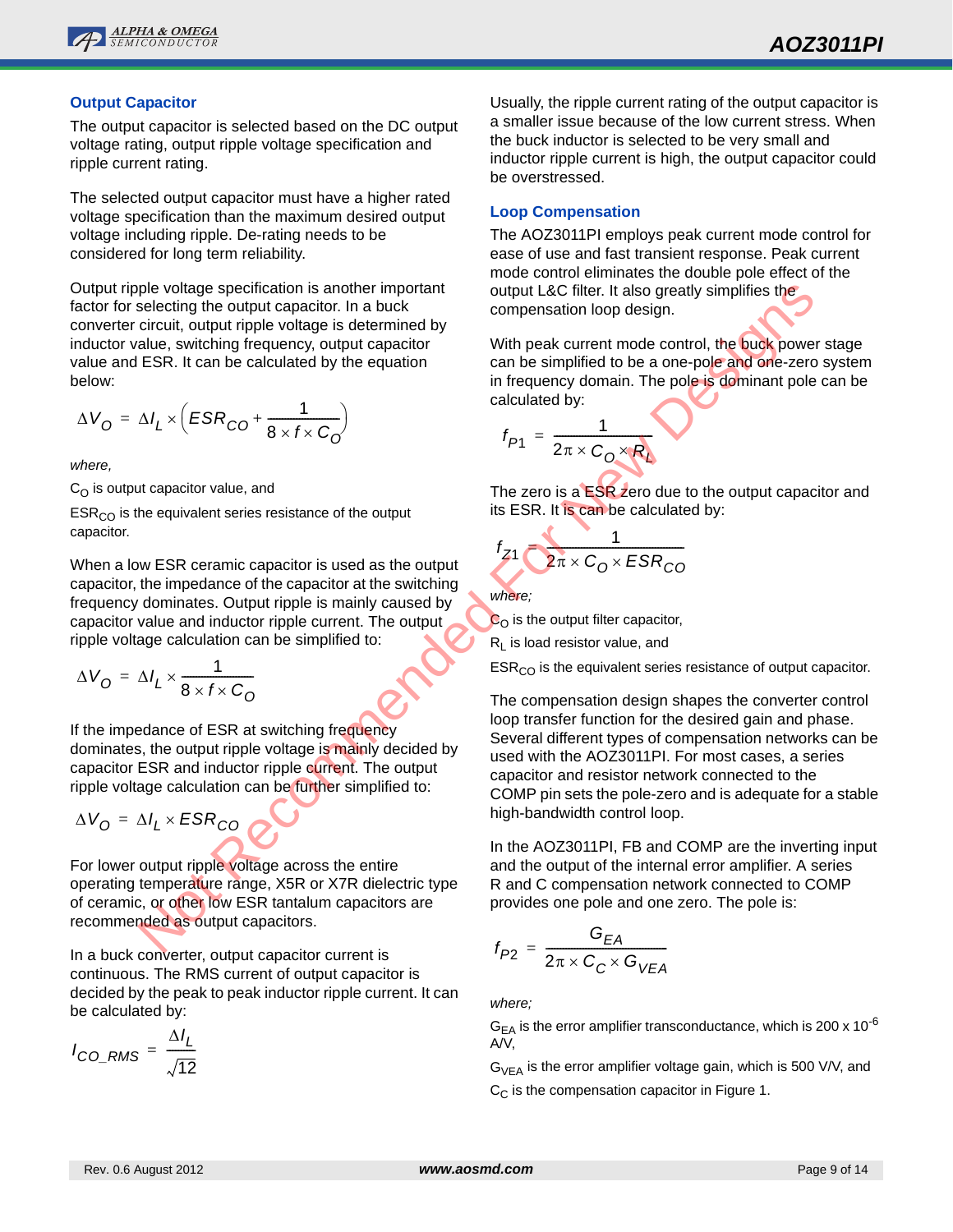## Output Capacitor

The output capacitor is selected based on the DC output voltage rating, output ripple voltage specification and ripple current rating.

The selected output capacitor must have a higher rated voltage specification than the maximum desired output voltage including ripple. De-rating needs to be considered for long term reliability.

Output ripple voltage specification is another important factor for selecting the output capacitor. In a buck converter circuit, output ripple voltage is determined by inductor value, switching frequency, output capacitor value and ESR. It can be calculated by the equation below:

$$\Delta V_O = \Delta I_L \times \left(ESR_{CO} + \frac{1}{8 \times f \times C_O}\right)$$

*where,*

$C_O$ is output capacitor value, and

$ESR_{CO}$ is the equivalent series resistance of the output capacitor.

When a low ESR ceramic capacitor is used as the output capacitor, the impedance of the capacitor at the switching frequency dominates. Output ripple is mainly caused by capacitor value and inductor ripple current. The output ripple voltage calculation can be simplified to:

$$\Delta V_O = \Delta I_L \times \frac{1}{8 \times f \times C_O}$$

If the impedance of ESR at switching frequency dominates, the output ripple voltage is mainly decided by capacitor ESR and inductor ripple current. The output ripple voltage calculation can be further simplified to:

$$\Delta V_O = \Delta I_L \times ESR_{CO}$$

For lower output ripple voltage across the entire operating temperature range, X5R or X7R dielectric type of ceramic, or other low ESR tantalum capacitors are recommended as output capacitors.

In a buck converter, output capacitor current is continuous. The RMS current of output capacitor is decided by the peak to peak inductor ripple current. It can be calculated by:

$$I_{CO\_RMS} = \frac{\Delta I_L}{\sqrt{12}}$$

Usually, the ripple current rating of the output capacitor is a smaller issue because of the low current stress. When the buck inductor is selected to be very small and inductor ripple current is high, the output capacitor could be overstressed.

## Loop Compensation

The AOZ3011PI employs peak current mode control for ease of use and fast transient response. Peak current mode control eliminates the double pole effect of the output L&C filter. It also greatly simplifies the compensation loop design.

With peak current mode control, the buck power stage can be simplified to be a one-pole and one-zero system in frequency domain. The pole is dominant pole can be calculated by:

$$f_{P1} = \frac{1}{2\pi \times C_O \times R_L}$$

The zero is a ESR zero due to the output capacitor and its ESR. It is can be calculated by:

$$f_{Z1} = \frac{1}{2\pi \times C_O \times ESR_{CO}}$$

*where;*

$C_O$ is the output filter capacitor,

$R_L$ is load resistor value, and

$ESR_{CO}$ is the equivalent series resistance of output capacitor.

The compensation design shapes the converter control loop transfer function for the desired gain and phase. Several different types of compensation networks can be used with the AOZ3011PI. For most cases, a series capacitor and resistor network connected to the COMP pin sets the pole-zero and is adequate for a stable high-bandwidth control loop.

In the AOZ3011PI, FB and COMP are the inverting input and the output of the internal error amplifier. A series R and C compensation network connected to COMP provides one pole and one zero. The pole is:

$$f_{P2} = \frac{G_{EA}}{2\pi \times C_C \times G_{VEA}}$$

*where;*

$G_{EA}$ is the error amplifier transconductance, which is $200 \times 10^{-6}$ A/V,

$G_{VEA}$ is the error amplifier voltage gain, which is 500 V/V, and

$C_C$ is the compensation capacitor in Figure 1.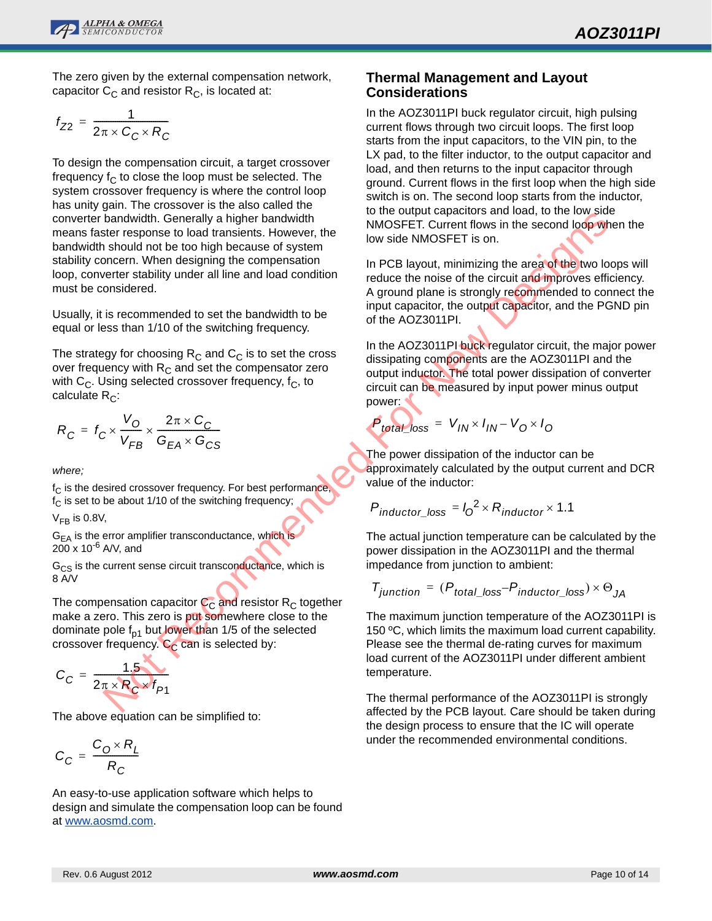The zero given by the external compensation network, capacitor $C_C$ and resistor $R_C$, is located at:

$$f_{Z2} = \frac{1}{2\pi \times C_C \times R_C}$$

To design the compensation circuit, a target crossover frequency $f_C$ to close the loop must be selected. The system crossover frequency is where the control loop has unity gain. The crossover is the also called the converter bandwidth. Generally a higher bandwidth means faster response to load transients. However, the bandwidth should not be too high because of system stability concern. When designing the compensation loop, converter stability under all line and load condition must be considered.

Usually, it is recommended to set the bandwidth to be equal or less than 1/10 of the switching frequency.

The strategy for choosing $R_C$ and $C_C$ is to set the cross over frequency with $R_C$ and set the compensator zero with $C_C$. Using selected crossover frequency, $f_C$, to calculate $R_C$:

$$R_C = f_C \times \frac{V_O}{V_{FB}} \times \frac{2\pi \times C_C}{G_{EA} \times G_{CS}}$$

*where;*

$f_C$ is the desired crossover frequency. For best performance, $f_C$ is set to be about 1/10 of the switching frequency;

$V_{FB}$ is 0.8V,

$G_{EA}$ is the error amplifier transconductance, which is $200 \times 10^{-6}$ A/V, and

$G_{CS}$ is the current sense circuit transconductance, which is 8 A/V

The compensation capacitor $C_C$ and resistor $R_C$ together make a zero. This zero is put somewhere close to the dominate pole $f_{p1}$ but lower than 1/5 of the selected crossover frequency. $C_C$ can is selected by:

$$C_C = \frac{1.5}{2\pi \times R_C \times f_{P1}}$$

The above equation can be simplified to:

$$C_C = \frac{C_O \times R_L}{R_C}$$

An easy-to-use application software which helps to design and simulate the compensation loop can be found at www.aosmd.com.

## Thermal Management and Layout Considerations

In the AOZ3011PI buck regulator circuit, high pulsing current flows through two circuit loops. The first loop starts from the input capacitors, to the VIN pin, to the LX pad, to the filter inductor, to the output capacitor and load, and then returns to the input capacitor through ground. Current flows in the first loop when the high side switch is on. The second loop starts from the inductor, to the output capacitors and load, to the low side NMOSFET. Current flows in the second loop when the low side NMOSFET is on.

In PCB layout, minimizing the area of the two loops will reduce the noise of the circuit and improves efficiency. A ground plane is strongly recommended to connect the input capacitor, the output capacitor, and the PGND pin of the AOZ3011PI.

In the AOZ3011PI buck regulator circuit, the major power dissipating components are the AOZ3011PI and the output inductor. The total power dissipation of converter circuit can be measured by input power minus output power:

$$P_{total\_loss} = V_{IN} \times I_{IN} - V_O \times I_O$$

The power dissipation of the inductor can be approximately calculated by the output current and DCR value of the inductor:

$$P_{inductor\_loss} = I_O^2 \times R_{inductor} \times 1.1$$

The actual junction temperature can be calculated by the power dissipation in the AOZ3011PI and the thermal impedance from junction to ambient:

$$T_{junction} = (P_{total\_loss} - P_{inductor\_loss}) \times \Theta_{JA}$$

The maximum junction temperature of the AOZ3011PI is 150 ºC, which limits the maximum load current capability. Please see the thermal de-rating curves for maximum load current of the AOZ3011PI under different ambient temperature.

The thermal performance of the AOZ3011PI is strongly affected by the PCB layout. Care should be taken during the design process to ensure that the IC will operate under the recommended environmental conditions.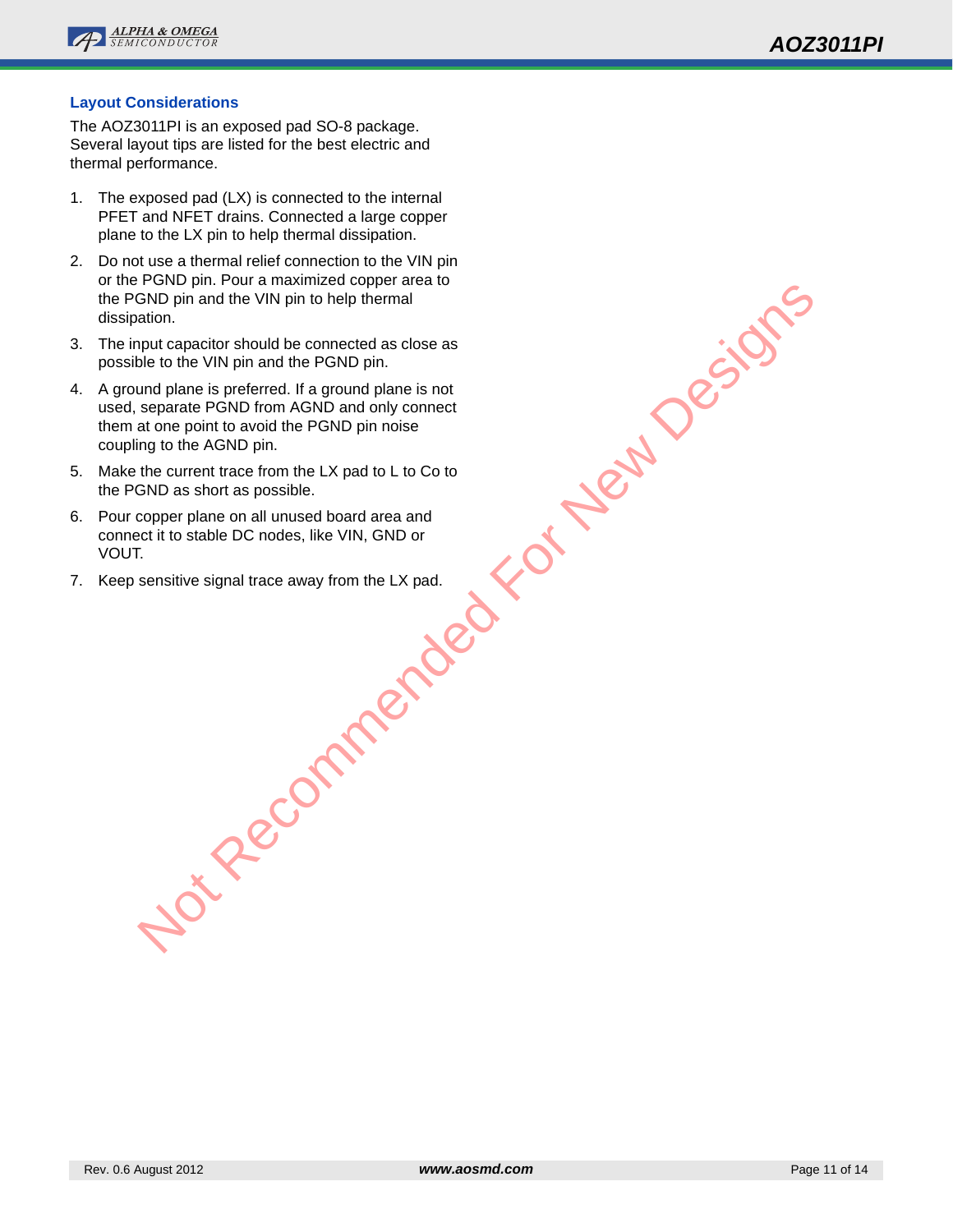## Layout Considerations

The AOZ3011PI is an exposed pad SO-8 package. Several layout tips are listed for the best electric and thermal performance.

1. The exposed pad (LX) is connected to the internal PFET and NFET drains. Connected a large copper plane to the LX pin to help thermal dissipation.
2. Do not use a thermal relief connection to the VIN pin or the PGND pin. Pour a maximized copper area to the PGND pin and the VIN pin to help thermal dissipation.
3. The input capacitor should be connected as close as possible to the VIN pin and the PGND pin.
4. A ground plane is preferred. If a ground plane is not used, separate PGND from AGND and only connect them at one point to avoid the PGND pin noise coupling to the AGND pin.
5. Make the current trace from the LX pad to L to Co to the PGND as short as possible.
6. Pour copper plane on all unused board area and connect it to stable DC nodes, like VIN, GND or VOUT.
7. Keep sensitive signal trace away from the LX pad.

Not Recommended For New Designs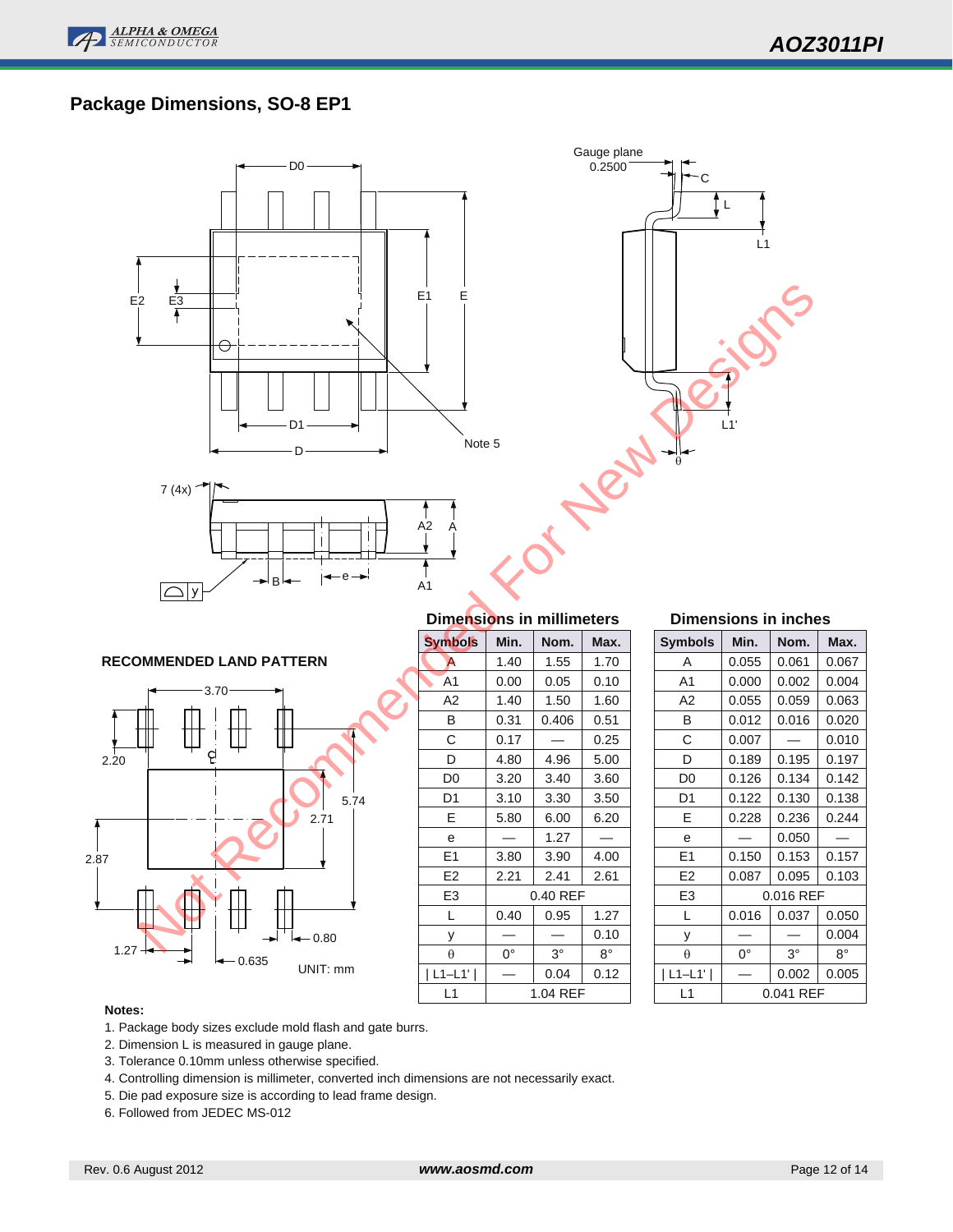## Package Dimensions, SO-8 EP1

**RECOMMENDED LAND PATTERN**

UNIT: mm

**Dimensions in millimeters**

| Symbols | Min. | Nom. | Max. |
|---|---|---|---|
| A | 1.40 | 1.55 | 1.70 |
| A1 | 0.00 | 0.05 | 0.10 |
| A2 | 1.40 | 1.50 | 1.60 |
| B | 0.31 | 0.406 | 0.51 |
| C | 0.17 | — | 0.25 |
| D | 4.80 | 4.96 | 5.00 |
| D0 | 3.20 | 3.40 | 3.60 |
| D1 | 3.10 | 3.30 | 3.50 |
| E | 5.80 | 6.00 | 6.20 |
| e | — | 1.27 | — |
| E1 | 3.80 | 3.90 | 4.00 |
| E2 | 2.21 | 2.41 | 2.61 |
| E3 | 0.40 REF | | |
| L | 0.40 | 0.95 | 1.27 |
| y | — | — | 0.10 |
| θ | 0° | 3° | 8° |
| \| L1–L1' \| | — | 0.04 | 0.12 |
| L1 | 1.04 REF | | |

**Dimensions in inches**

| Symbols | Min. | Nom. | Max. |
|---|---|---|---|
| A | 0.055 | 0.061 | 0.067 |
| A1 | 0.000 | 0.002 | 0.004 |
| A2 | 0.055 | 0.059 | 0.063 |
| B | 0.012 | 0.016 | 0.020 |
| C | 0.007 | — | 0.010 |
| D | 0.189 | 0.195 | 0.197 |
| D0 | 0.126 | 0.134 | 0.142 |
| D1 | 0.122 | 0.130 | 0.138 |
| E | 0.228 | 0.236 | 0.244 |
| e | — | 0.050 | — |
| E1 | 0.150 | 0.153 | 0.157 |
| E2 | 0.087 | 0.095 | 0.103 |
| E3 | 0.016 REF | | |
| L | 0.016 | 0.037 | 0.050 |
| y | — | — | 0.004 |
| θ | 0° | 3° | 8° |
| \| L1–L1' \| | — | 0.002 | 0.005 |
| L1 | 0.041 REF | | |

**Notes:**

1. Package body sizes exclude mold flash and gate burrs.
2. Dimension L is measured in gauge plane.
3. Tolerance 0.10mm unless otherwise specified.
4. Controlling dimension is millimeter, converted inch dimensions are not necessarily exact.
5. Die pad exposure size is according to lead frame design.
6. Followed from JEDEC MS-012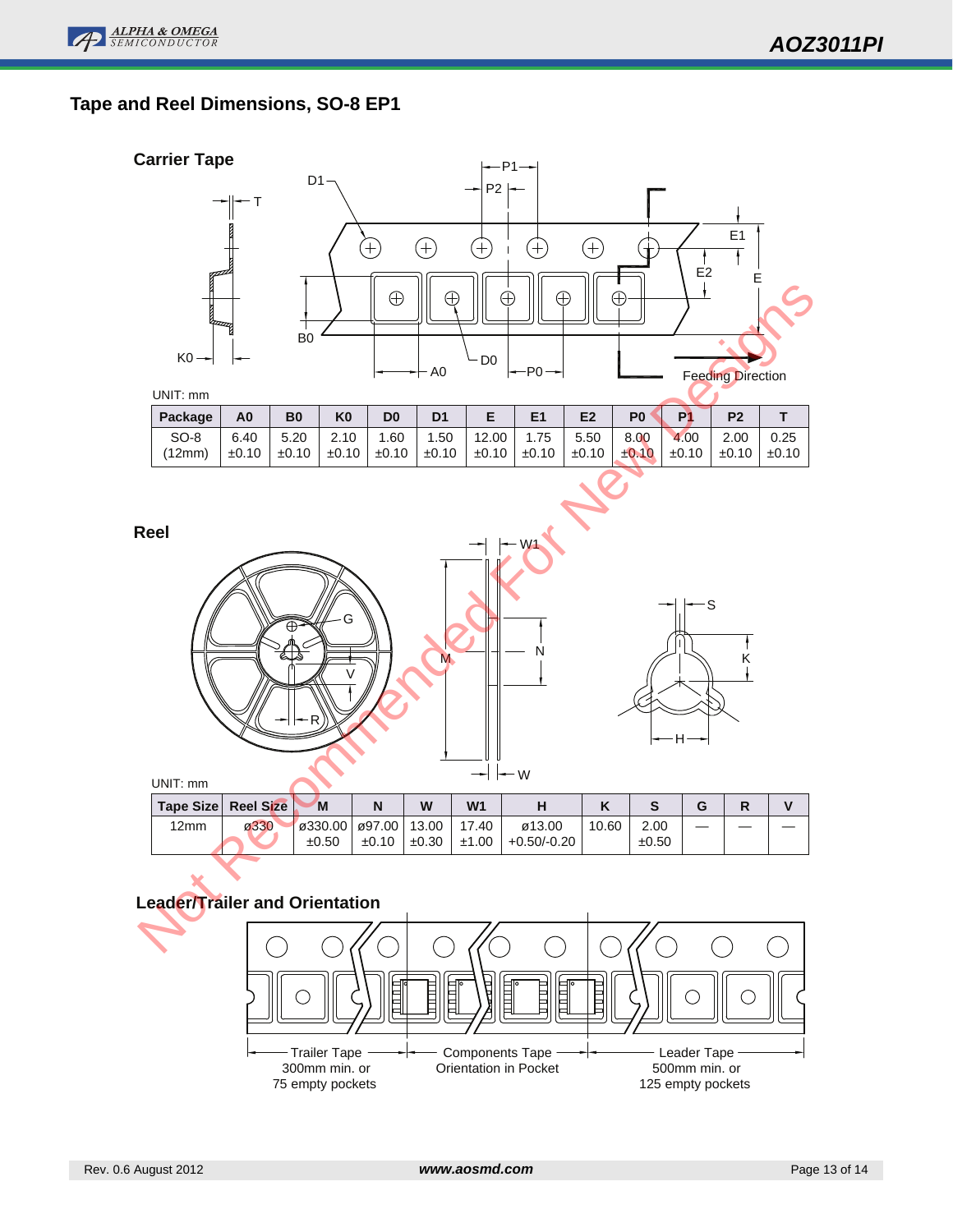## Tape and Reel Dimensions, SO-8 EP1

### Carrier Tape

UNIT: mm

| Package | A0 | B0 | K0 | D0 | D1 | E | E1 | E2 | P0 | P1 | P2 | T |
|---|---|---|---|---|---|---|---|---|---|---|---|---|
| SO-8 (12mm) | 6.40 ±0.10 | 5.20 ±0.10 | 2.10 ±0.10 | 1.60 ±0.10 | 1.50 ±0.10 | 12.00 ±0.10 | 1.75 ±0.10 | 5.50 ±0.10 | 8.00 ±0.10 | 4.00 ±0.10 | 2.00 ±0.10 | 0.25 ±0.10 |

### Reel

UNIT: mm

| Tape Size | Reel Size | M | N | W | W1 | H | K | S | G | R | V |
|---|---|---|---|---|---|---|---|---|---|---|---|
| 12mm | ø330 | ø330.00 ±0.50 | ø97.00 ±0.10 | 13.00 ±0.30 | 17.40 ±1.00 | ø13.00 +0.50/-0.20 | 10.60 | 2.00 ±0.50 | — | — | — |

### Leader/Trailer and Orientation

Trailer Tape
300mm min. or
75 empty pockets

Components Tape
Orientation in Pocket

Leader Tape
500mm min. or
125 empty pockets

Not Recommended For New Designs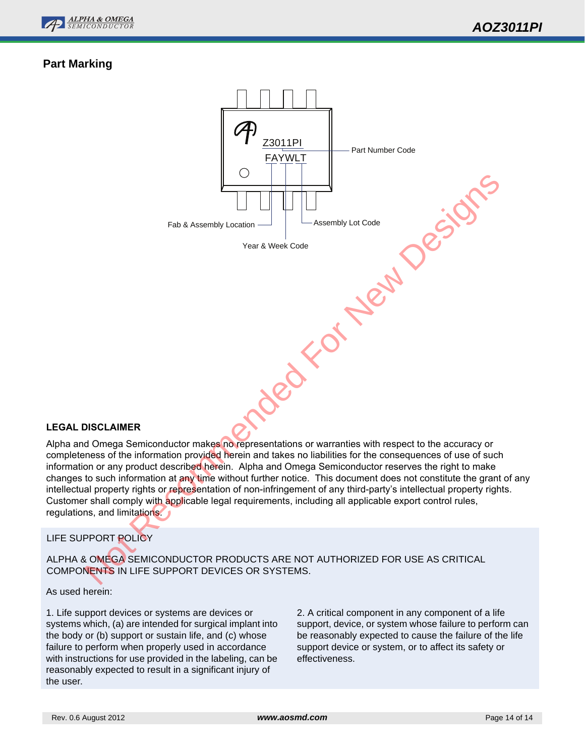## Part Marking

Z3011PI

FAYWLT

Part Number Code

Fab & Assembly Location

Assembly Lot Code

Year & Week Code

Not Recommended For New Designs

### LEGAL DISCLAIMER

Alpha and Omega Semiconductor makes no representations or warranties with respect to the accuracy or completeness of the information provided herein and takes no liabilities for the consequences of use of such information or any product described herein. Alpha and Omega Semiconductor reserves the right to make changes to such information at any time without further notice. This document does not constitute the grant of any intellectual property rights or representation of non-infringement of any third-party's intellectual property rights. Customer shall comply with applicable legal requirements, including all applicable export control rules, regulations, and limitations.

LIFE SUPPORT POLICY

ALPHA & OMEGA SEMICONDUCTOR PRODUCTS ARE NOT AUTHORIZED FOR USE AS CRITICAL COMPONENTS IN LIFE SUPPORT DEVICES OR SYSTEMS.

As used herein:

1. Life support devices or systems are devices or systems which, (a) are intended for surgical implant into the body or (b) support or sustain life, and (c) whose failure to perform when properly used in accordance with instructions for use provided in the labeling, can be reasonably expected to result in a significant injury of the user.

2. A critical component in any component of a life support, device, or system whose failure to perform can be reasonably expected to cause the failure of the life support device or system, or to affect its safety or effectiveness.